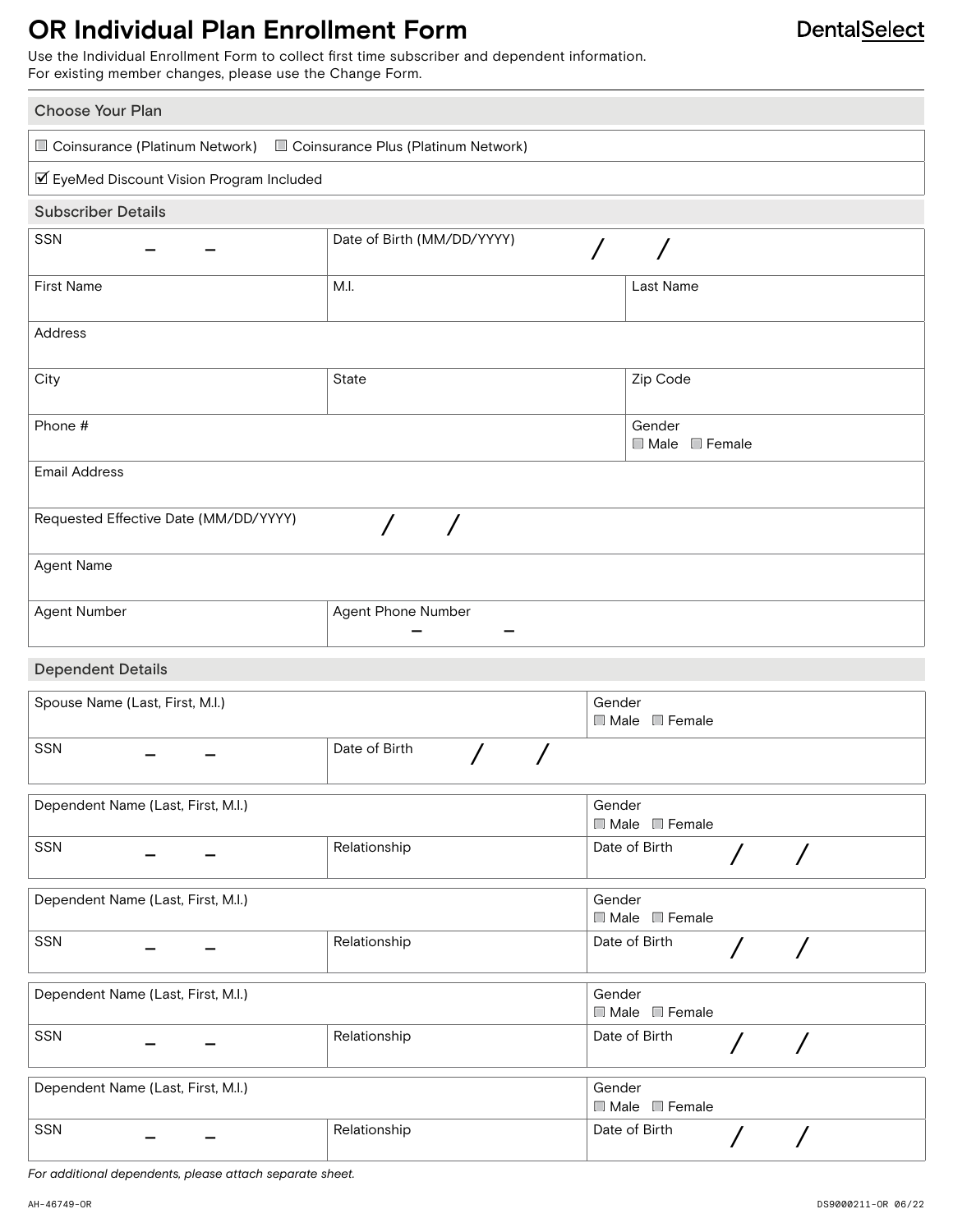# OR Individual Plan Enrollment Form

DentalSelect

Use the Individual Enrollment Form to collect first time subscriber and dependent information.
For existing member changes, please use the Change Form.

## Choose Your Plan

| ☐ Coinsurance (Platinum Network) ☐ Coinsurance Plus (Platinum Network) |
| --- |
| ☑ EyeMed Discount Vision Program Included |

## Subscriber Details

| | | |
| --- | --- | --- |
| SSN – – | Date of Birth (MM/DD/YYYY) / / | |
| First Name | M.I. | Last Name |
| Address | | |
| City | State | Zip Code |
| Phone # | | Gender ☐ Male ☐ Female |
| Email Address | | |
| Requested Effective Date (MM/DD/YYYY) / / | | |
| Agent Name | | |
| Agent Number | Agent Phone Number – – | |

## Dependent Details

| | |
| --- | --- |
| Spouse Name (Last, First, M.I.) | Gender ☐ Male ☐ Female |
| SSN – – | Date of Birth / / |

| | | |
| --- | --- | --- |
| Dependent Name (Last, First, M.I.) | | Gender ☐ Male ☐ Female |
| SSN – – | Relationship | Date of Birth / / |

| | | |
| --- | --- | --- |
| Dependent Name (Last, First, M.I.) | | Gender ☐ Male ☐ Female |
| SSN – – | Relationship | Date of Birth / / |

| | | |
| --- | --- | --- |
| Dependent Name (Last, First, M.I.) | | Gender ☐ Male ☐ Female |
| SSN – – | Relationship | Date of Birth / / |

| | | |
| --- | --- | --- |
| Dependent Name (Last, First, M.I.) | | Gender ☐ Male ☐ Female |
| SSN – – | Relationship | Date of Birth / / |

*For additional dependents, please attach separate sheet.*

AH-46749-OR DS9000211-OR 06/22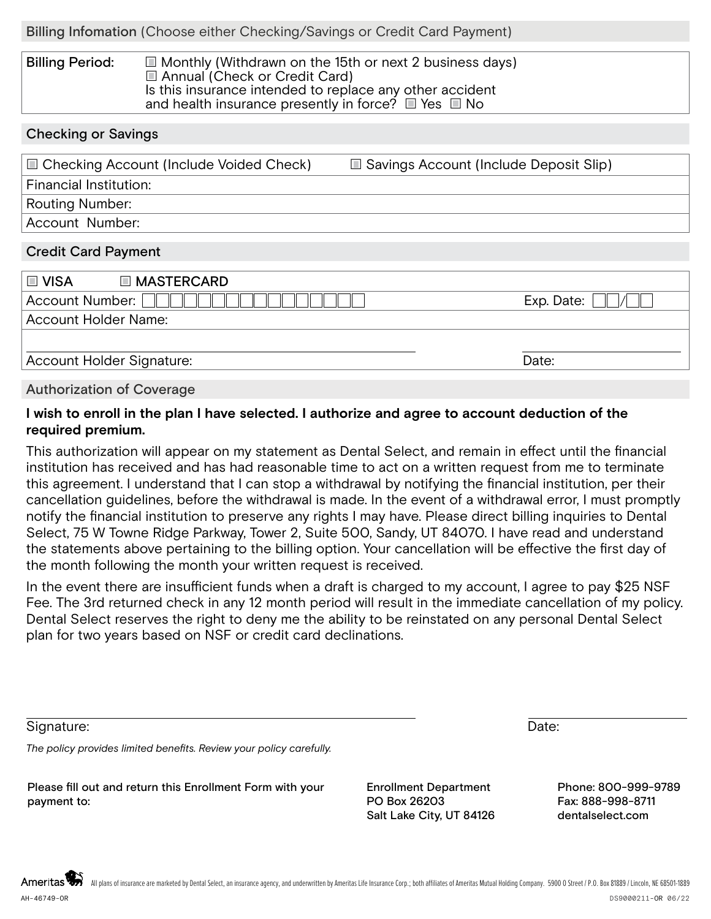## Billing Infomation (Choose either Checking/Savings or Credit Card Payment)

**Billing Period:**
- ☐ Monthly (Withdrawn on the 15th or next 2 business days)
- ☐ Annual (Check or Credit Card)

Is this insurance intended to replace any other accident and health insurance presently in force? ☐ Yes ☐ No

## Checking or Savings

☐ Checking Account (Include Voided Check) ☐ Savings Account (Include Deposit Slip)

Financial Institution:

Routing Number:

Account Number:

## Credit Card Payment

☐ VISA ☐ MASTERCARD

Account Number: ☐☐☐☐☐☐☐☐☐☐☐☐☐☐☐☐ Exp. Date: ☐☐/☐☐

Account Holder Name:

Account Holder Signature: ______________________ Date: __________

## Authorization of Coverage

**I wish to enroll in the plan I have selected. I authorize and agree to account deduction of the required premium.**

This authorization will appear on my statement as Dental Select, and remain in effect until the financial institution has received and has had reasonable time to act on a written request from me to terminate this agreement. I understand that I can stop a withdrawal by notifying the financial institution, per their cancellation guidelines, before the withdrawal is made. In the event of a withdrawal error, I must promptly notify the financial institution to preserve any rights I may have. Please direct billing inquiries to Dental Select, 75 W Towne Ridge Parkway, Tower 2, Suite 500, Sandy, UT 84070. I have read and understand the statements above pertaining to the billing option. Your cancellation will be effective the first day of the month following the month your written request is received.

In the event there are insufficient funds when a draft is charged to my account, I agree to pay $25 NSF Fee. The 3rd returned check in any 12 month period will result in the immediate cancellation of my policy. Dental Select reserves the right to deny me the ability to be reinstated on any personal Dental Select plan for two years based on NSF or credit card declinations.

Signature: ______________________ Date: __________

*The policy provides limited benefits. Review your policy carefully.*

Please fill out and return this Enrollment Form with your payment to:

Enrollment Department
PO Box 26203
Salt Lake City, UT 84126

Phone: 800-999-9789
Fax: 888-998-8711
dentalselect.com

Ameritas — All plans of insurance are marketed by Dental Select, an insurance agency, and underwritten by Ameritas Life Insurance Corp.; both affiliates of Ameritas Mutual Holding Company. 5900 O Street / P.O. Box 81889 / Lincoln, NE 68501-1889

AH-46749-OR DS9000211-OR 06/22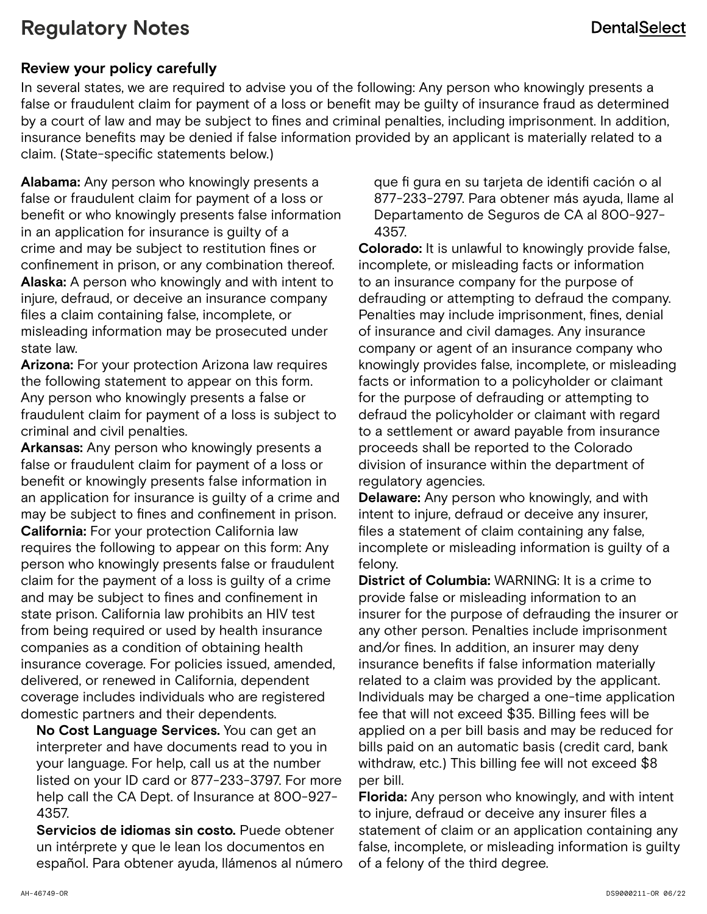# Regulatory Notes

## Review your policy carefully

In several states, we are required to advise you of the following: Any person who knowingly presents a false or fraudulent claim for payment of a loss or benefit may be guilty of insurance fraud as determined by a court of law and may be subject to fines and criminal penalties, including imprisonment. In addition, insurance benefits may be denied if false information provided by an applicant is materially related to a claim. (State-specific statements below.)

**Alabama:** Any person who knowingly presents a false or fraudulent claim for payment of a loss or benefit or who knowingly presents false information in an application for insurance is guilty of a crime and may be subject to restitution fines or confinement in prison, or any combination thereof.

**Alaska:** A person who knowingly and with intent to injure, defraud, or deceive an insurance company files a claim containing false, incomplete, or misleading information may be prosecuted under state law.

**Arizona:** For your protection Arizona law requires the following statement to appear on this form. Any person who knowingly presents a false or fraudulent claim for payment of a loss is subject to criminal and civil penalties.

**Arkansas:** Any person who knowingly presents a false or fraudulent claim for payment of a loss or benefit or knowingly presents false information in an application for insurance is guilty of a crime and may be subject to fines and confinement in prison.

**California:** For your protection California law requires the following to appear on this form: Any person who knowingly presents false or fraudulent claim for the payment of a loss is guilty of a crime and may be subject to fines and confinement in state prison. California law prohibits an HIV test from being required or used by health insurance companies as a condition of obtaining health insurance coverage. For policies issued, amended, delivered, or renewed in California, dependent coverage includes individuals who are registered domestic partners and their dependents.

**No Cost Language Services.** You can get an interpreter and have documents read to you in your language. For help, call us at the number listed on your ID card or 877-233-3797. For more help call the CA Dept. of Insurance at 800-927-4357.

**Servicios de idiomas sin costo.** Puede obtener un intérprete y que le lean los documentos en español. Para obtener ayuda, llámenos al número que fi gura en su tarjeta de identifi cación o al 877-233-2797. Para obtener más ayuda, llame al Departamento de Seguros de CA al 800-927-4357.

**Colorado:** It is unlawful to knowingly provide false, incomplete, or misleading facts or information to an insurance company for the purpose of defrauding or attempting to defraud the company. Penalties may include imprisonment, fines, denial of insurance and civil damages. Any insurance company or agent of an insurance company who knowingly provides false, incomplete, or misleading facts or information to a policyholder or claimant for the purpose of defrauding or attempting to defraud the policyholder or claimant with regard to a settlement or award payable from insurance proceeds shall be reported to the Colorado division of insurance within the department of regulatory agencies.

**Delaware:** Any person who knowingly, and with intent to injure, defraud or deceive any insurer, files a statement of claim containing any false, incomplete or misleading information is guilty of a felony.

**District of Columbia:** WARNING: It is a crime to provide false or misleading information to an insurer for the purpose of defrauding the insurer or any other person. Penalties include imprisonment and/or fines. In addition, an insurer may deny insurance benefits if false information materially related to a claim was provided by the applicant. Individuals may be charged a one-time application fee that will not exceed $35. Billing fees will be applied on a per bill basis and may be reduced for bills paid on an automatic basis (credit card, bank withdraw, etc.) This billing fee will not exceed $8 per bill.

**Florida:** Any person who knowingly, and with intent to injure, defraud or deceive any insurer files a statement of claim or an application containing any false, incomplete, or misleading information is guilty of a felony of the third degree.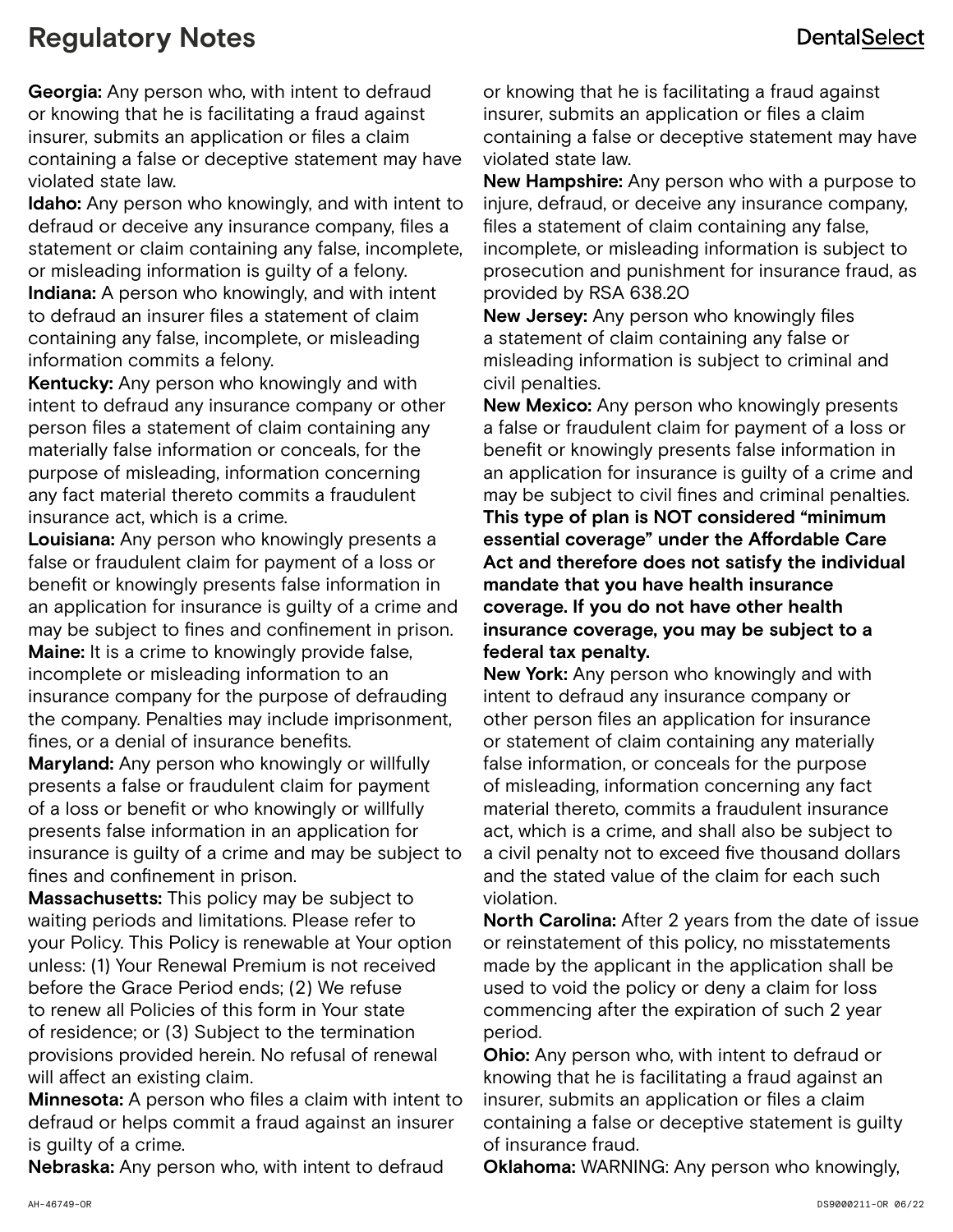# Regulatory Notes

**Georgia:** Any person who, with intent to defraud or knowing that he is facilitating a fraud against insurer, submits an application or files a claim containing a false or deceptive statement may have violated state law.

**Idaho:** Any person who knowingly, and with intent to defraud or deceive any insurance company, files a statement or claim containing any false, incomplete, or misleading information is guilty of a felony.

**Indiana:** A person who knowingly, and with intent to defraud an insurer files a statement of claim containing any false, incomplete, or misleading information commits a felony.

**Kentucky:** Any person who knowingly and with intent to defraud any insurance company or other person files a statement of claim containing any materially false information or conceals, for the purpose of misleading, information concerning any fact material thereto commits a fraudulent insurance act, which is a crime.

**Louisiana:** Any person who knowingly presents a false or fraudulent claim for payment of a loss or benefit or knowingly presents false information in an application for insurance is guilty of a crime and may be subject to fines and confinement in prison.

**Maine:** It is a crime to knowingly provide false, incomplete or misleading information to an insurance company for the purpose of defrauding the company. Penalties may include imprisonment, fines, or a denial of insurance benefits.

**Maryland:** Any person who knowingly or willfully presents a false or fraudulent claim for payment of a loss or benefit or who knowingly or willfully presents false information in an application for insurance is guilty of a crime and may be subject to fines and confinement in prison.

**Massachusetts:** This policy may be subject to waiting periods and limitations. Please refer to your Policy. This Policy is renewable at Your option unless: (1) Your Renewal Premium is not received before the Grace Period ends; (2) We refuse to renew all Policies of this form in Your state of residence; or (3) Subject to the termination provisions provided herein. No refusal of renewal will affect an existing claim.

**Minnesota:** A person who files a claim with intent to defraud or helps commit a fraud against an insurer is guilty of a crime.

**Nebraska:** Any person who, with intent to defraud or knowing that he is facilitating a fraud against insurer, submits an application or files a claim containing a false or deceptive statement may have violated state law.

**New Hampshire:** Any person who with a purpose to injure, defraud, or deceive any insurance company, files a statement of claim containing any false, incomplete, or misleading information is subject to prosecution and punishment for insurance fraud, as provided by RSA 638.20

**New Jersey:** Any person who knowingly files a statement of claim containing any false or misleading information is subject to criminal and civil penalties.

**New Mexico:** Any person who knowingly presents a false or fraudulent claim for payment of a loss or benefit or knowingly presents false information in an application for insurance is guilty of a crime and may be subject to civil fines and criminal penalties.

**This type of plan is NOT considered "minimum essential coverage" under the Affordable Care Act and therefore does not satisfy the individual mandate that you have health insurance coverage. If you do not have other health insurance coverage, you may be subject to a federal tax penalty.**

**New York:** Any person who knowingly and with intent to defraud any insurance company or other person files an application for insurance or statement of claim containing any materially false information, or conceals for the purpose of misleading, information concerning any fact material thereto, commits a fraudulent insurance act, which is a crime, and shall also be subject to a civil penalty not to exceed five thousand dollars and the stated value of the claim for each such violation.

**North Carolina:** After 2 years from the date of issue or reinstatement of this policy, no misstatements made by the applicant in the application shall be used to void the policy or deny a claim for loss commencing after the expiration of such 2 year period.

**Ohio:** Any person who, with intent to defraud or knowing that he is facilitating a fraud against an insurer, submits an application or files a claim containing a false or deceptive statement is guilty of insurance fraud.

**Oklahoma:** WARNING: Any person who knowingly,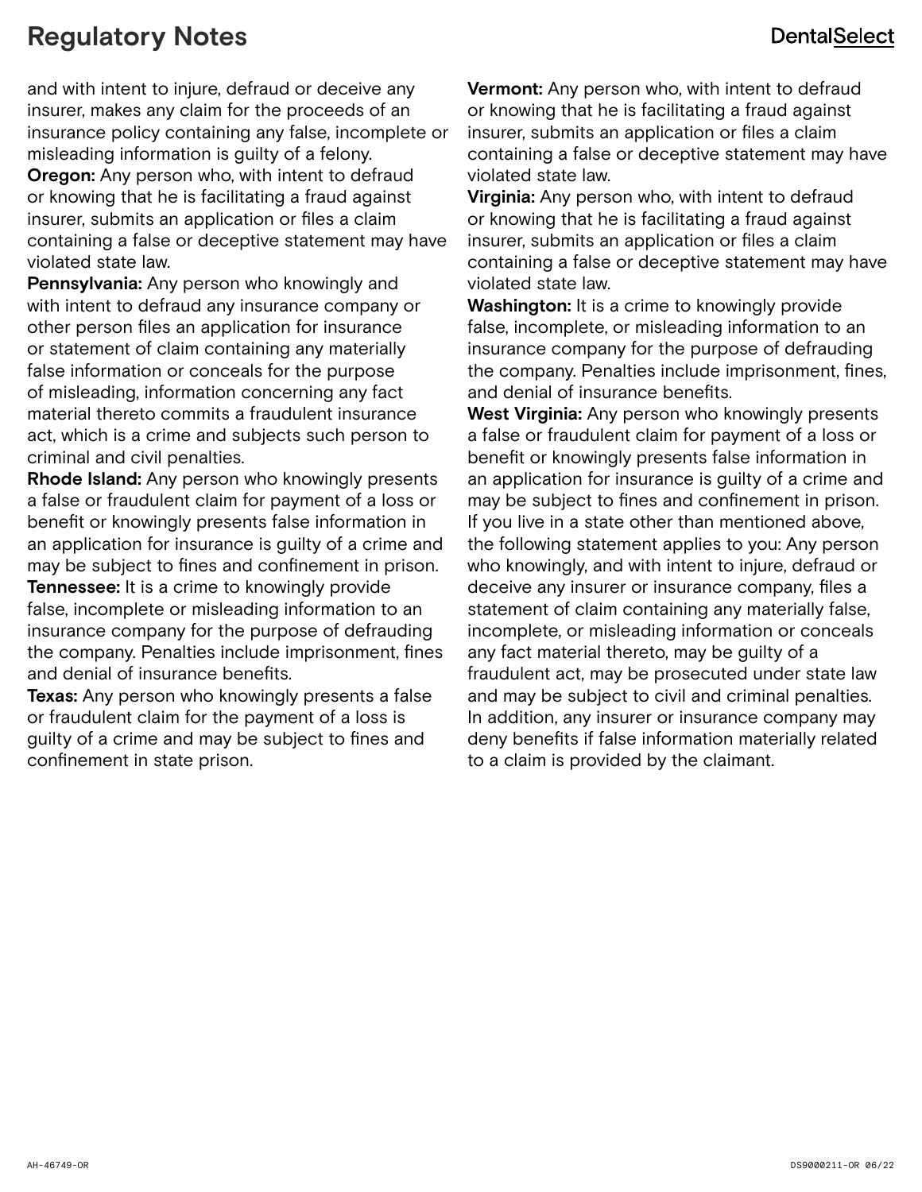# Regulatory Notes

and with intent to injure, defraud or deceive any insurer, makes any claim for the proceeds of an insurance policy containing any false, incomplete or misleading information is guilty of a felony.

**Oregon:** Any person who, with intent to defraud or knowing that he is facilitating a fraud against insurer, submits an application or files a claim containing a false or deceptive statement may have violated state law.

**Pennsylvania:** Any person who knowingly and with intent to defraud any insurance company or other person files an application for insurance or statement of claim containing any materially false information or conceals for the purpose of misleading, information concerning any fact material thereto commits a fraudulent insurance act, which is a crime and subjects such person to criminal and civil penalties.

**Rhode Island:** Any person who knowingly presents a false or fraudulent claim for payment of a loss or benefit or knowingly presents false information in an application for insurance is guilty of a crime and may be subject to fines and confinement in prison.

**Tennessee:** It is a crime to knowingly provide false, incomplete or misleading information to an insurance company for the purpose of defrauding the company. Penalties include imprisonment, fines and denial of insurance benefits.

**Texas:** Any person who knowingly presents a false or fraudulent claim for the payment of a loss is guilty of a crime and may be subject to fines and confinement in state prison.

**Vermont:** Any person who, with intent to defraud or knowing that he is facilitating a fraud against insurer, submits an application or files a claim containing a false or deceptive statement may have violated state law.

**Virginia:** Any person who, with intent to defraud or knowing that he is facilitating a fraud against insurer, submits an application or files a claim containing a false or deceptive statement may have violated state law.

**Washington:** It is a crime to knowingly provide false, incomplete, or misleading information to an insurance company for the purpose of defrauding the company. Penalties include imprisonment, fines, and denial of insurance benefits.

**West Virginia:** Any person who knowingly presents a false or fraudulent claim for payment of a loss or benefit or knowingly presents false information in an application for insurance is guilty of a crime and may be subject to fines and confinement in prison.

If you live in a state other than mentioned above, the following statement applies to you: Any person who knowingly, and with intent to injure, defraud or deceive any insurer or insurance company, files a statement of claim containing any materially false, incomplete, or misleading information or conceals any fact material thereto, may be guilty of a fraudulent act, may be prosecuted under state law and may be subject to civil and criminal penalties. In addition, any insurer or insurance company may deny benefits if false information materially related to a claim is provided by the claimant.

AH-46749-OR

DS9000211-OR 06/22